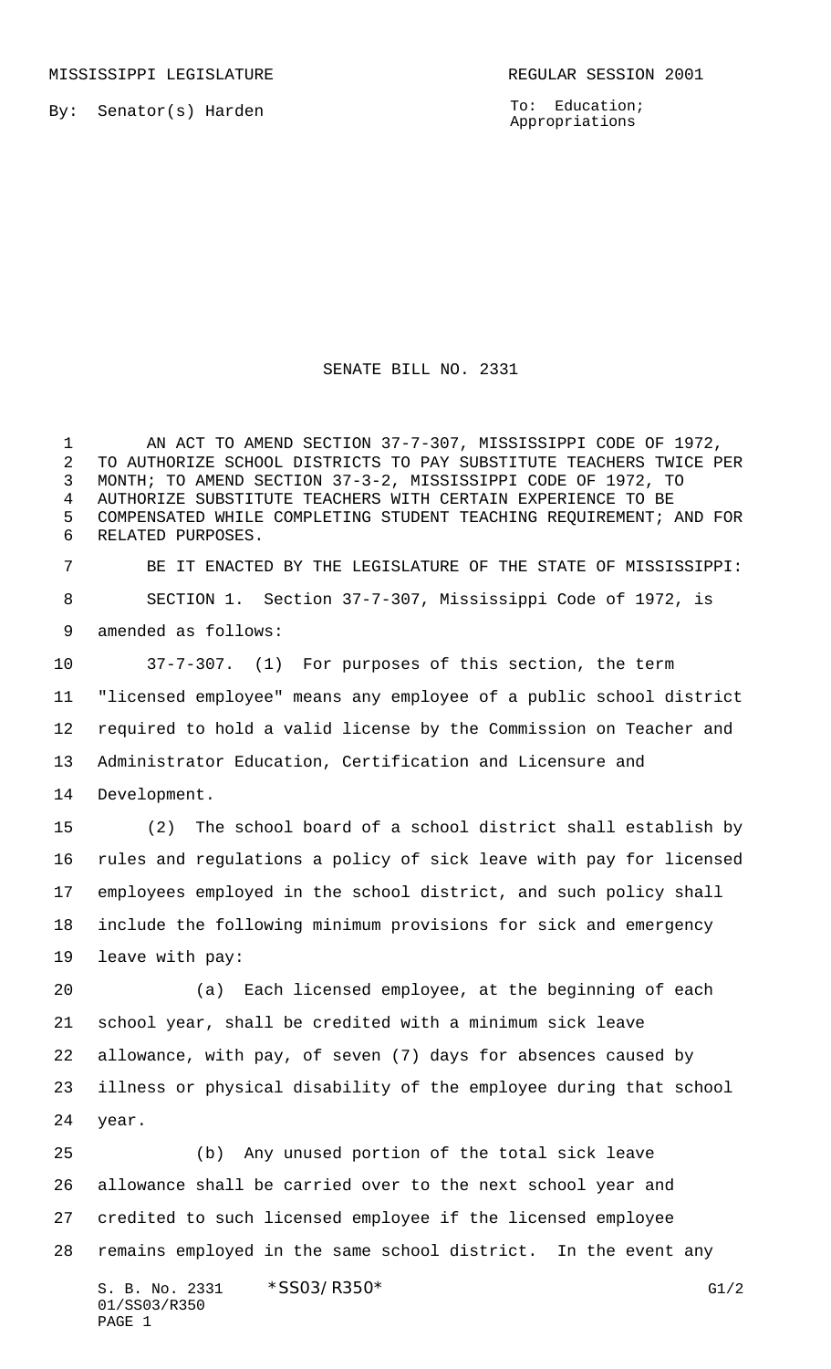MISSISSIPPI LEGISLATURE REGULAR SESSION 2001

By: Senator(s) Harden

To: Education; Appropriations

# SENATE BILL NO. 2331

AN ACT TO AMEND SECTION 37-7-307, MISSISSIPPI CODE OF 1972, TO AUTHORIZE SCHOOL DISTRICTS TO PAY SUBSTITUTE TEACHERS TWICE PER MONTH; TO AMEND SECTION 37-3-2, MISSISSIPPI CODE OF 1972, TO AUTHORIZE SUBSTITUTE TEACHERS WITH CERTAIN EXPERIENCE TO BE COMPENSATED WHILE COMPLETING STUDENT TEACHING REQUIREMENT; AND FOR RELATED PURPOSES.

BE IT ENACTED BY THE LEGISLATURE OF THE STATE OF MISSISSIPPI:

SECTION 1. Section 37-7-307, Mississippi Code of 1972, is amended as follows:

37-7-307. (1) For purposes of this section, the term "licensed employee" means any employee of a public school district required to hold a valid license by the Commission on Teacher and Administrator Education, Certification and Licensure and Development.

(2) The school board of a school district shall establish by rules and regulations a policy of sick leave with pay for licensed employees employed in the school district, and such policy shall include the following minimum provisions for sick and emergency leave with pay:

(a) Each licensed employee, at the beginning of each school year, shall be credited with a minimum sick leave allowance, with pay, of seven (7) days for absences caused by illness or physical disability of the employee during that school year.

(b) Any unused portion of the total sick leave allowance shall be carried over to the next school year and credited to such licensed employee if the licensed employee remains employed in the same school district. In the event any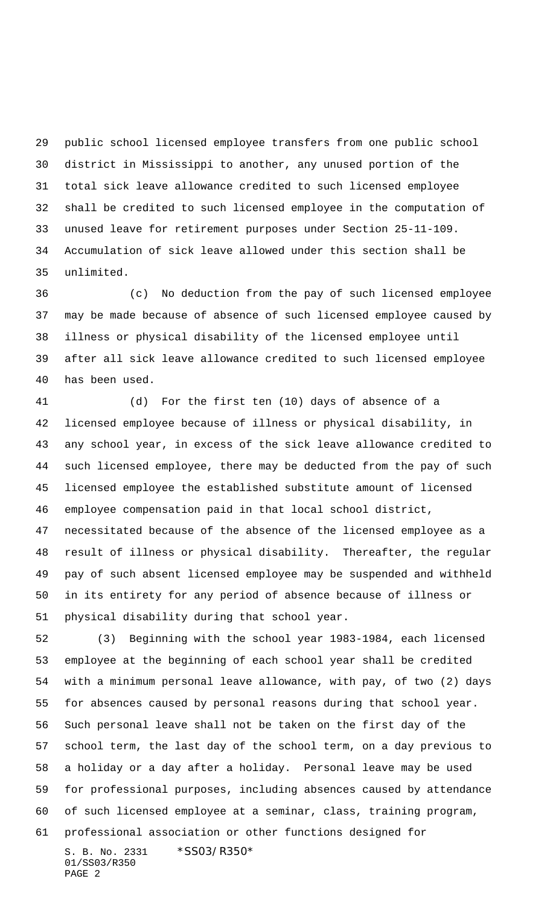public school licensed employee transfers from one public school district in Mississippi to another, any unused portion of the total sick leave allowance credited to such licensed employee shall be credited to such licensed employee in the computation of unused leave for retirement purposes under Section 25-11-109. Accumulation of sick leave allowed under this section shall be unlimited.

(c) No deduction from the pay of such licensed employee may be made because of absence of such licensed employee caused by illness or physical disability of the licensed employee until after all sick leave allowance credited to such licensed employee has been used.

(d) For the first ten (10) days of absence of a licensed employee because of illness or physical disability, in any school year, in excess of the sick leave allowance credited to such licensed employee, there may be deducted from the pay of such licensed employee the established substitute amount of licensed employee compensation paid in that local school district, necessitated because of the absence of the licensed employee as a result of illness or physical disability. Thereafter, the regular pay of such absent licensed employee may be suspended and withheld in its entirety for any period of absence because of illness or physical disability during that school year.

(3) Beginning with the school year 1983-1984, each licensed employee at the beginning of each school year shall be credited with a minimum personal leave allowance, with pay, of two (2) days for absences caused by personal reasons during that school year. Such personal leave shall not be taken on the first day of the school term, the last day of the school term, on a day previous to a holiday or a day after a holiday. Personal leave may be used for professional purposes, including absences caused by attendance of such licensed employee at a seminar, class, training program, professional association or other functions designed for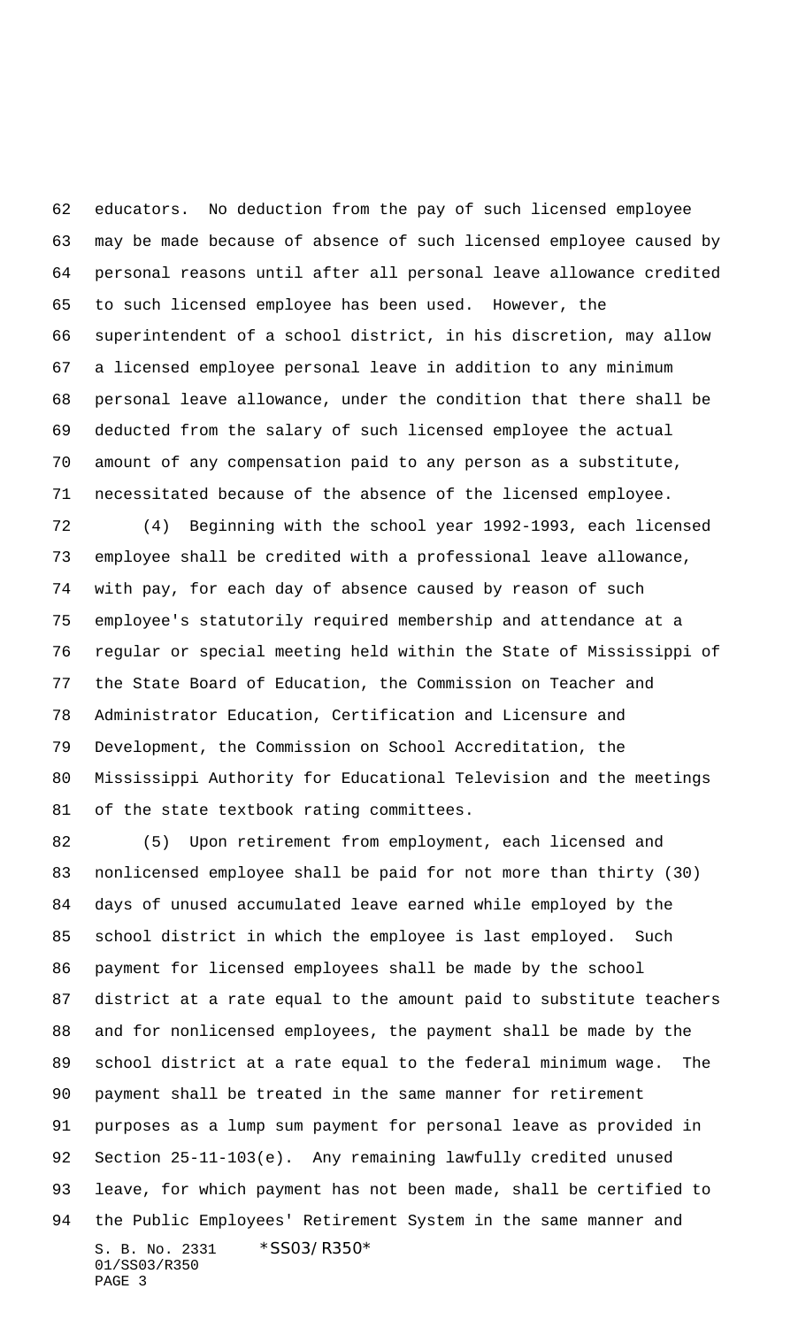educators. No deduction from the pay of such licensed employee may be made because of absence of such licensed employee caused by personal reasons until after all personal leave allowance credited to such licensed employee has been used. However, the superintendent of a school district, in his discretion, may allow a licensed employee personal leave in addition to any minimum personal leave allowance, under the condition that there shall be deducted from the salary of such licensed employee the actual amount of any compensation paid to any person as a substitute, necessitated because of the absence of the licensed employee.

(4) Beginning with the school year 1992-1993, each licensed employee shall be credited with a professional leave allowance, with pay, for each day of absence caused by reason of such employee's statutorily required membership and attendance at a regular or special meeting held within the State of Mississippi of the State Board of Education, the Commission on Teacher and Administrator Education, Certification and Licensure and Development, the Commission on School Accreditation, the Mississippi Authority for Educational Television and the meetings of the state textbook rating committees.

(5) Upon retirement from employment, each licensed and nonlicensed employee shall be paid for not more than thirty (30) days of unused accumulated leave earned while employed by the school district in which the employee is last employed. Such payment for licensed employees shall be made by the school district at a rate equal to the amount paid to substitute teachers and for nonlicensed employees, the payment shall be made by the school district at a rate equal to the federal minimum wage. The payment shall be treated in the same manner for retirement purposes as a lump sum payment for personal leave as provided in Section 25-11-103(e). Any remaining lawfully credited unused leave, for which payment has not been made, shall be certified to the Public Employees' Retirement System in the same manner and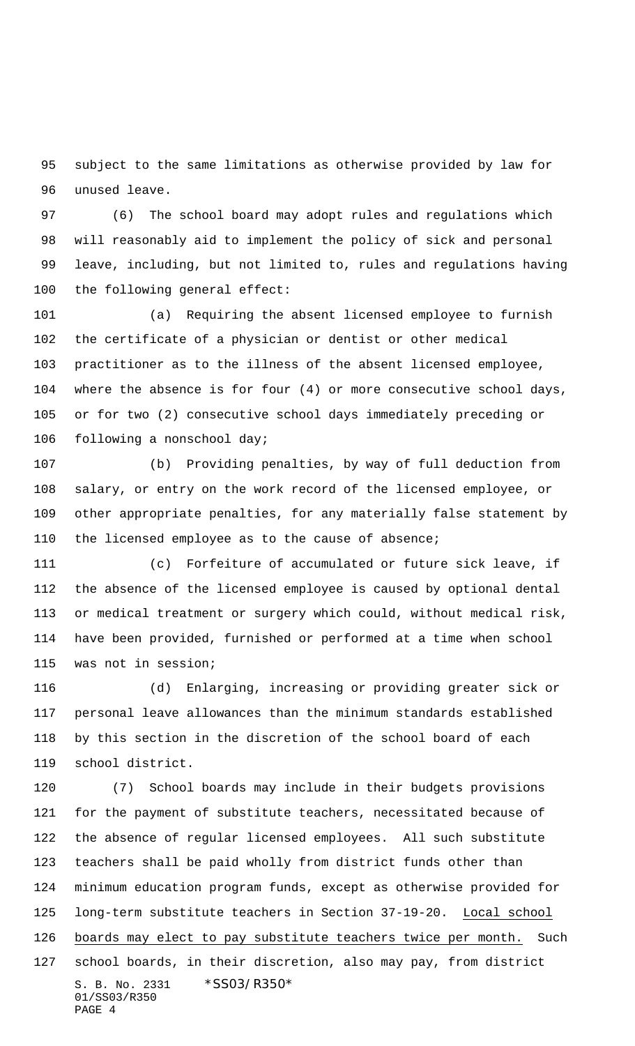subject to the same limitations as otherwise provided by law for unused leave.

(6) The school board may adopt rules and regulations which will reasonably aid to implement the policy of sick and personal leave, including, but not limited to, rules and regulations having the following general effect:

(a) Requiring the absent licensed employee to furnish the certificate of a physician or dentist or other medical practitioner as to the illness of the absent licensed employee, where the absence is for four (4) or more consecutive school days, or for two (2) consecutive school days immediately preceding or following a nonschool day;

(b) Providing penalties, by way of full deduction from salary, or entry on the work record of the licensed employee, or other appropriate penalties, for any materially false statement by the licensed employee as to the cause of absence;

(c) Forfeiture of accumulated or future sick leave, if the absence of the licensed employee is caused by optional dental or medical treatment or surgery which could, without medical risk, have been provided, furnished or performed at a time when school was not in session;

(d) Enlarging, increasing or providing greater sick or personal leave allowances than the minimum standards established by this section in the discretion of the school board of each school district.

(7) School boards may include in their budgets provisions for the payment of substitute teachers, necessitated because of the absence of regular licensed employees. All such substitute teachers shall be paid wholly from district funds other than minimum education program funds, except as otherwise provided for long-term substitute teachers in Section 37-19-20. <u>Local school boards may elect to pay substitute teachers twice per month.</u> Such school boards, in their discretion, also may pay, from district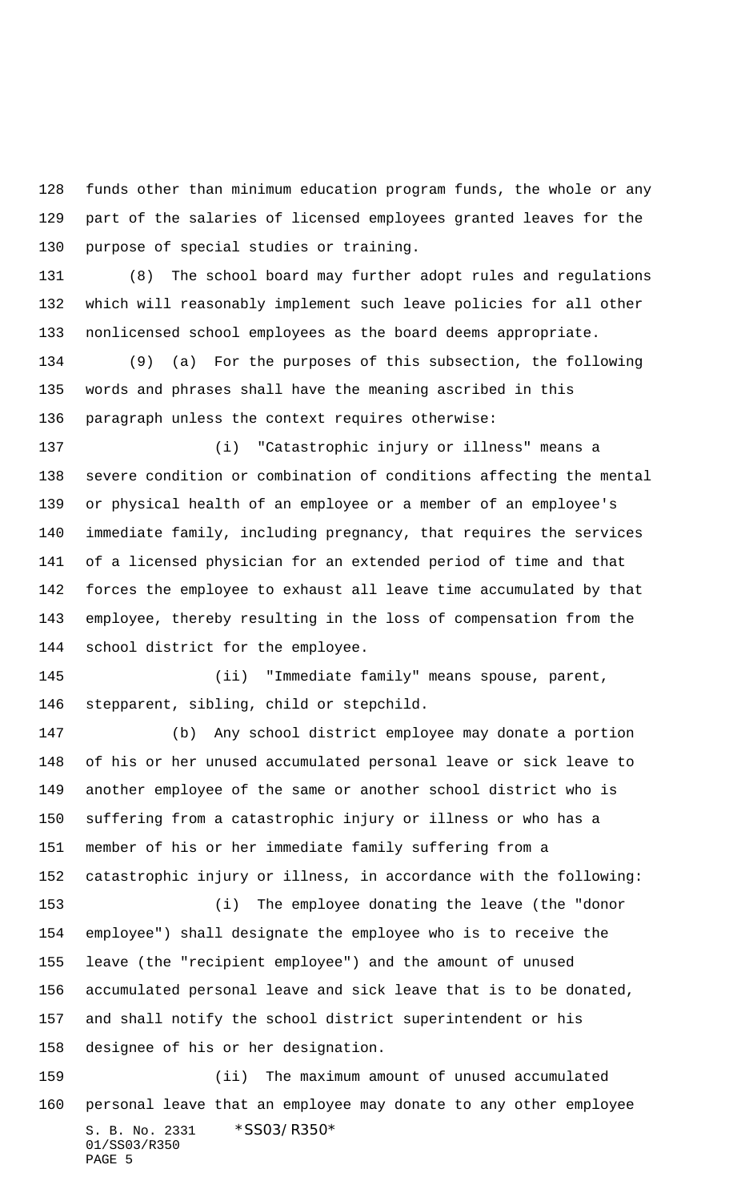funds other than minimum education program funds, the whole or any part of the salaries of licensed employees granted leaves for the purpose of special studies or training.

(8) The school board may further adopt rules and regulations which will reasonably implement such leave policies for all other nonlicensed school employees as the board deems appropriate.

(9) (a) For the purposes of this subsection, the following words and phrases shall have the meaning ascribed in this paragraph unless the context requires otherwise:

(i) "Catastrophic injury or illness" means a severe condition or combination of conditions affecting the mental or physical health of an employee or a member of an employee's immediate family, including pregnancy, that requires the services of a licensed physician for an extended period of time and that forces the employee to exhaust all leave time accumulated by that employee, thereby resulting in the loss of compensation from the school district for the employee.

(ii) "Immediate family" means spouse, parent, stepparent, sibling, child or stepchild.

(b) Any school district employee may donate a portion of his or her unused accumulated personal leave or sick leave to another employee of the same or another school district who is suffering from a catastrophic injury or illness or who has a member of his or her immediate family suffering from a catastrophic injury or illness, in accordance with the following:

(i) The employee donating the leave (the "donor employee") shall designate the employee who is to receive the leave (the "recipient employee") and the amount of unused accumulated personal leave and sick leave that is to be donated, and shall notify the school district superintendent or his designee of his or her designation.

(ii) The maximum amount of unused accumulated personal leave that an employee may donate to any other employee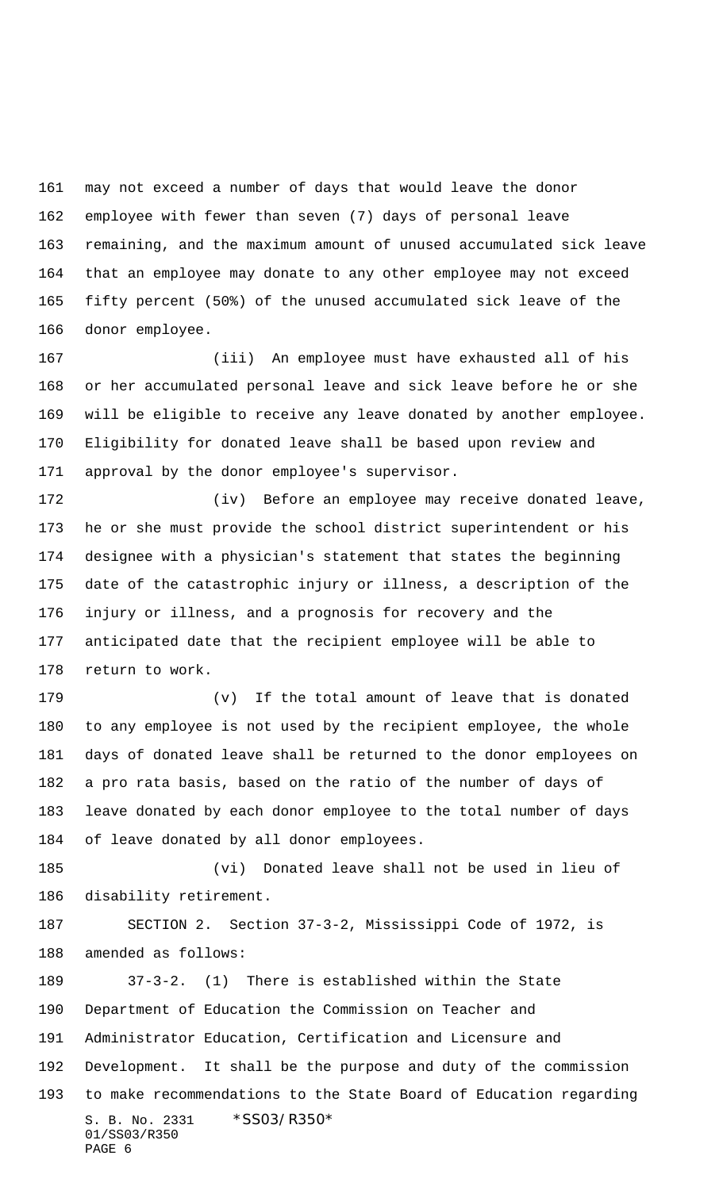may not exceed a number of days that would leave the donor employee with fewer than seven (7) days of personal leave remaining, and the maximum amount of unused accumulated sick leave that an employee may donate to any other employee may not exceed fifty percent (50%) of the unused accumulated sick leave of the donor employee.

(iii) An employee must have exhausted all of his or her accumulated personal leave and sick leave before he or she will be eligible to receive any leave donated by another employee. Eligibility for donated leave shall be based upon review and approval by the donor employee's supervisor.

(iv) Before an employee may receive donated leave, he or she must provide the school district superintendent or his designee with a physician's statement that states the beginning date of the catastrophic injury or illness, a description of the injury or illness, and a prognosis for recovery and the anticipated date that the recipient employee will be able to return to work.

(v) If the total amount of leave that is donated to any employee is not used by the recipient employee, the whole days of donated leave shall be returned to the donor employees on a pro rata basis, based on the ratio of the number of days of leave donated by each donor employee to the total number of days of leave donated by all donor employees.

(vi) Donated leave shall not be used in lieu of disability retirement.

SECTION 2. Section 37-3-2, Mississippi Code of 1972, is amended as follows:

37-3-2. (1) There is established within the State Department of Education the Commission on Teacher and Administrator Education, Certification and Licensure and Development. It shall be the purpose and duty of the commission to make recommendations to the State Board of Education regarding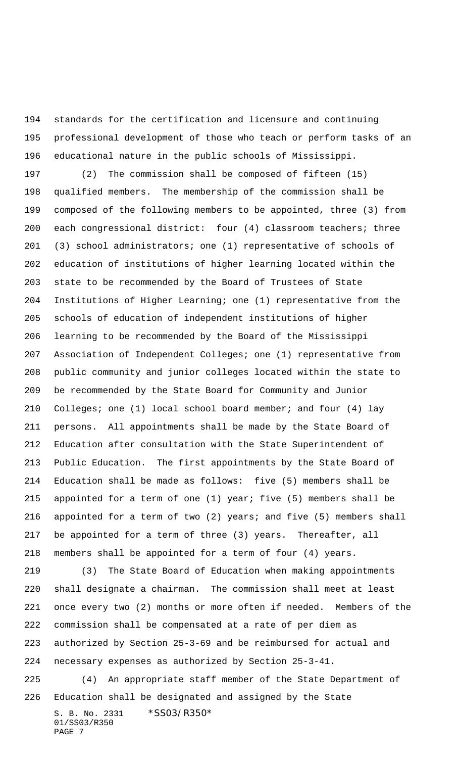standards for the certification and licensure and continuing professional development of those who teach or perform tasks of an educational nature in the public schools of Mississippi.

(2) The commission shall be composed of fifteen (15) qualified members. The membership of the commission shall be composed of the following members to be appointed, three (3) from each congressional district: four (4) classroom teachers; three (3) school administrators; one (1) representative of schools of education of institutions of higher learning located within the state to be recommended by the Board of Trustees of State Institutions of Higher Learning; one (1) representative from the schools of education of independent institutions of higher learning to be recommended by the Board of the Mississippi Association of Independent Colleges; one (1) representative from public community and junior colleges located within the state to be recommended by the State Board for Community and Junior Colleges; one (1) local school board member; and four (4) lay persons. All appointments shall be made by the State Board of Education after consultation with the State Superintendent of Public Education. The first appointments by the State Board of Education shall be made as follows: five (5) members shall be appointed for a term of one (1) year; five (5) members shall be appointed for a term of two (2) years; and five (5) members shall be appointed for a term of three (3) years. Thereafter, all members shall be appointed for a term of four (4) years.

(3) The State Board of Education when making appointments shall designate a chairman. The commission shall meet at least once every two (2) months or more often if needed. Members of the commission shall be compensated at a rate of per diem as authorized by Section 25-3-69 and be reimbursed for actual and necessary expenses as authorized by Section 25-3-41.

(4) An appropriate staff member of the State Department of Education shall be designated and assigned by the State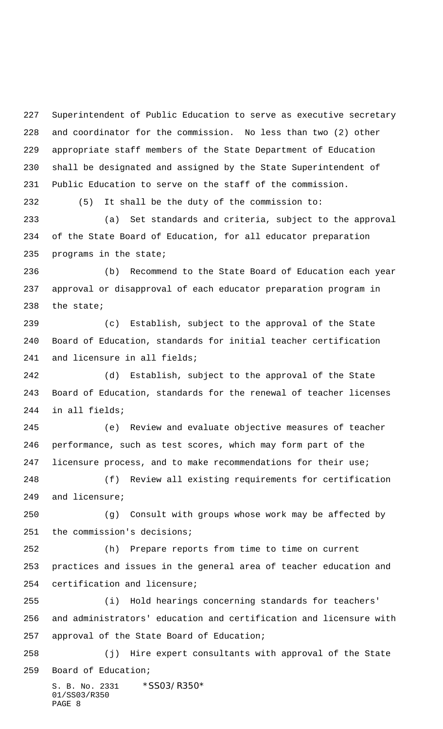Superintendent of Public Education to serve as executive secretary and coordinator for the commission. No less than two (2) other appropriate staff members of the State Department of Education shall be designated and assigned by the State Superintendent of Public Education to serve on the staff of the commission.

(5) It shall be the duty of the commission to:

(a) Set standards and criteria, subject to the approval of the State Board of Education, for all educator preparation programs in the state;

(b) Recommend to the State Board of Education each year approval or disapproval of each educator preparation program in the state;

(c) Establish, subject to the approval of the State Board of Education, standards for initial teacher certification and licensure in all fields;

(d) Establish, subject to the approval of the State Board of Education, standards for the renewal of teacher licenses in all fields;

(e) Review and evaluate objective measures of teacher performance, such as test scores, which may form part of the licensure process, and to make recommendations for their use;

(f) Review all existing requirements for certification and licensure;

(g) Consult with groups whose work may be affected by the commission's decisions;

(h) Prepare reports from time to time on current practices and issues in the general area of teacher education and certification and licensure;

(i) Hold hearings concerning standards for teachers' and administrators' education and certification and licensure with approval of the State Board of Education;

(j) Hire expert consultants with approval of the State Board of Education;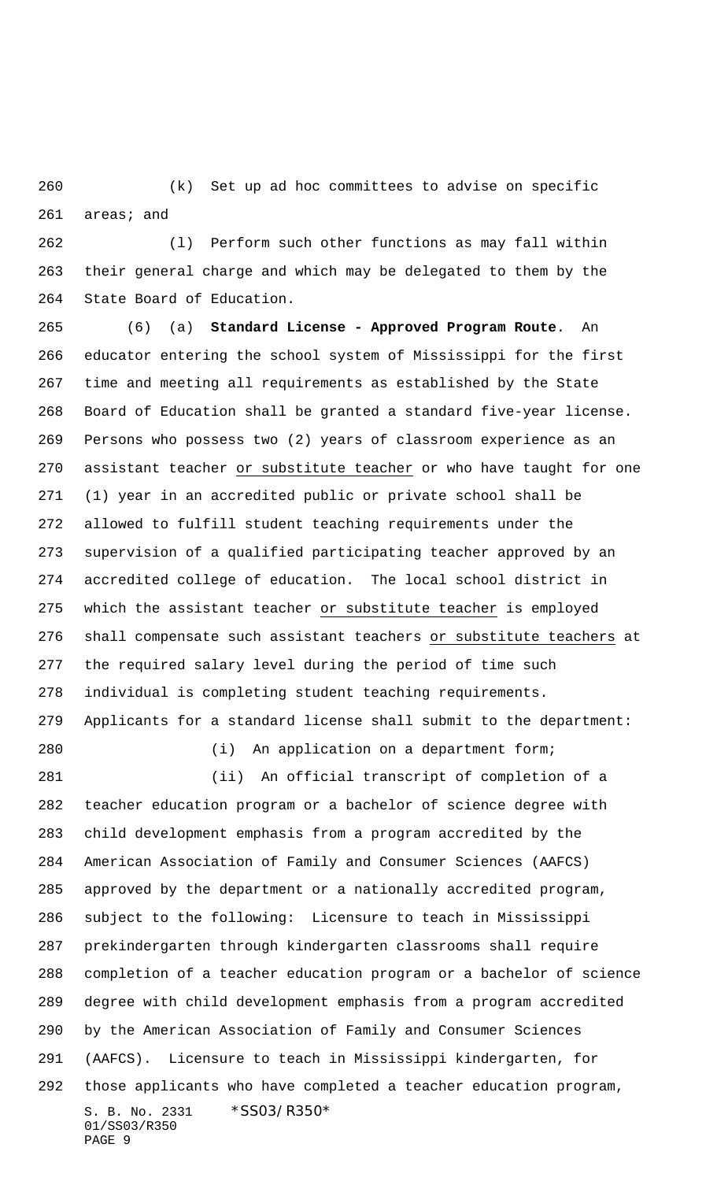(k) Set up ad hoc committees to advise on specific areas; and

(l) Perform such other functions as may fall within their general charge and which may be delegated to them by the State Board of Education.

(6) (a) **Standard License - Approved Program Route**. An educator entering the school system of Mississippi for the first time and meeting all requirements as established by the State Board of Education shall be granted a standard five-year license. Persons who possess two (2) years of classroom experience as an assistant teacher or substitute teacher or who have taught for one (1) year in an accredited public or private school shall be allowed to fulfill student teaching requirements under the supervision of a qualified participating teacher approved by an accredited college of education. The local school district in which the assistant teacher or substitute teacher is employed shall compensate such assistant teachers or substitute teachers at the required salary level during the period of time such individual is completing student teaching requirements. Applicants for a standard license shall submit to the department:

(i) An application on a department form;

(ii) An official transcript of completion of a teacher education program or a bachelor of science degree with child development emphasis from a program accredited by the American Association of Family and Consumer Sciences (AAFCS) approved by the department or a nationally accredited program, subject to the following: Licensure to teach in Mississippi prekindergarten through kindergarten classrooms shall require completion of a teacher education program or a bachelor of science degree with child development emphasis from a program accredited by the American Association of Family and Consumer Sciences (AAFCS). Licensure to teach in Mississippi kindergarten, for those applicants who have completed a teacher education program,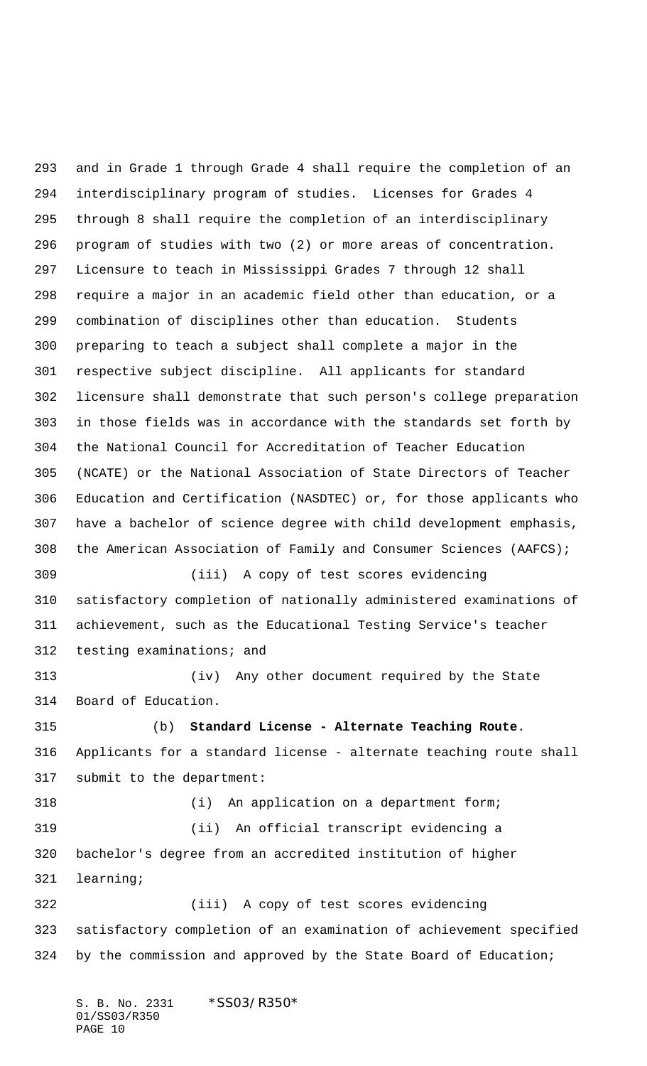and in Grade 1 through Grade 4 shall require the completion of an interdisciplinary program of studies. Licenses for Grades 4 through 8 shall require the completion of an interdisciplinary program of studies with two (2) or more areas of concentration. Licensure to teach in Mississippi Grades 7 through 12 shall require a major in an academic field other than education, or a combination of disciplines other than education. Students preparing to teach a subject shall complete a major in the respective subject discipline. All applicants for standard licensure shall demonstrate that such person's college preparation in those fields was in accordance with the standards set forth by the National Council for Accreditation of Teacher Education (NCATE) or the National Association of State Directors of Teacher Education and Certification (NASDTEC) or, for those applicants who have a bachelor of science degree with child development emphasis, the American Association of Family and Consumer Sciences (AAFCS);

(iii) A copy of test scores evidencing satisfactory completion of nationally administered examinations of achievement, such as the Educational Testing Service's teacher testing examinations; and

(iv) Any other document required by the State Board of Education.

(b) **Standard License - Alternate Teaching Route**. Applicants for a standard license - alternate teaching route shall submit to the department:

(i) An application on a department form;

(ii) An official transcript evidencing a bachelor's degree from an accredited institution of higher learning;

(iii) A copy of test scores evidencing satisfactory completion of an examination of achievement specified by the commission and approved by the State Board of Education;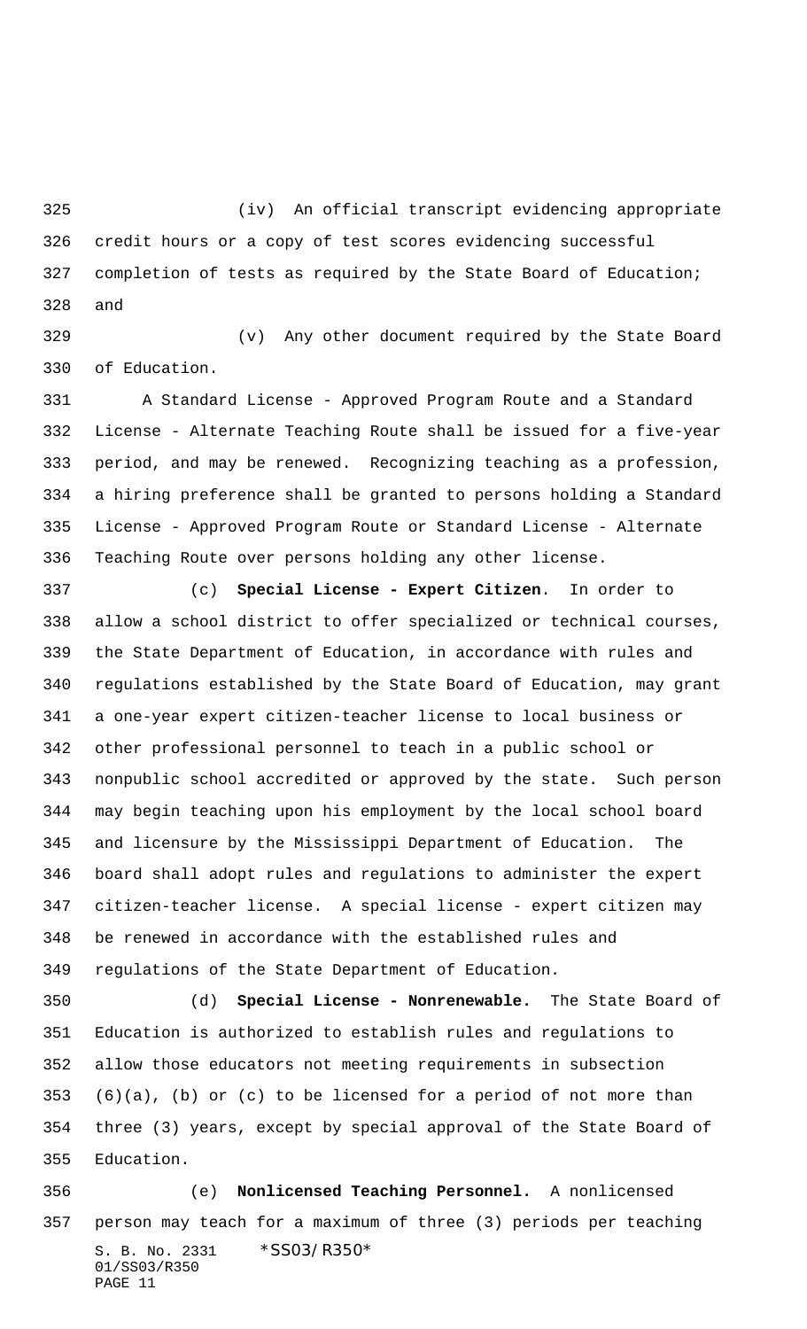(iv) An official transcript evidencing appropriate credit hours or a copy of test scores evidencing successful completion of tests as required by the State Board of Education; and

(v) Any other document required by the State Board of Education.

A Standard License - Approved Program Route and a Standard License - Alternate Teaching Route shall be issued for a five-year period, and may be renewed. Recognizing teaching as a profession, a hiring preference shall be granted to persons holding a Standard License - Approved Program Route or Standard License - Alternate Teaching Route over persons holding any other license.

(c) **Special License - Expert Citizen**. In order to allow a school district to offer specialized or technical courses, the State Department of Education, in accordance with rules and regulations established by the State Board of Education, may grant a one-year expert citizen-teacher license to local business or other professional personnel to teach in a public school or nonpublic school accredited or approved by the state. Such person may begin teaching upon his employment by the local school board and licensure by the Mississippi Department of Education. The board shall adopt rules and regulations to administer the expert citizen-teacher license. A special license - expert citizen may be renewed in accordance with the established rules and regulations of the State Department of Education.

(d) **Special License - Nonrenewable.** The State Board of Education is authorized to establish rules and regulations to allow those educators not meeting requirements in subsection (6)(a), (b) or (c) to be licensed for a period of not more than three (3) years, except by special approval of the State Board of Education.

(e) **Nonlicensed Teaching Personnel.** A nonlicensed person may teach for a maximum of three (3) periods per teaching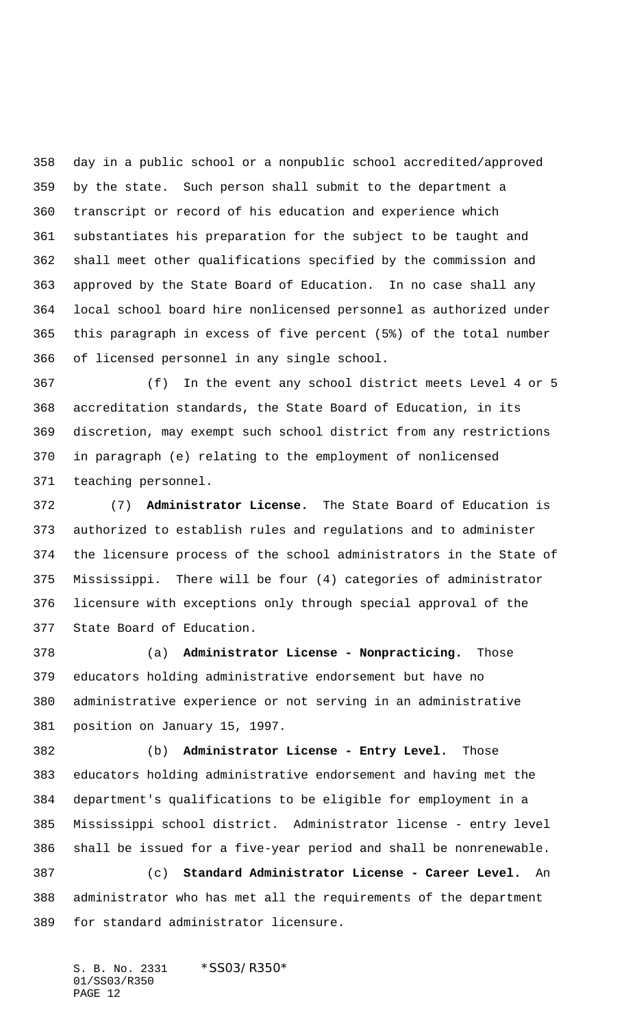day in a public school or a nonpublic school accredited/approved by the state. Such person shall submit to the department a transcript or record of his education and experience which substantiates his preparation for the subject to be taught and shall meet other qualifications specified by the commission and approved by the State Board of Education. In no case shall any local school board hire nonlicensed personnel as authorized under this paragraph in excess of five percent (5%) of the total number of licensed personnel in any single school.

(f) In the event any school district meets Level 4 or 5 accreditation standards, the State Board of Education, in its discretion, may exempt such school district from any restrictions in paragraph (e) relating to the employment of nonlicensed teaching personnel.

(7) **Administrator License.** The State Board of Education is authorized to establish rules and regulations and to administer the licensure process of the school administrators in the State of Mississippi. There will be four (4) categories of administrator licensure with exceptions only through special approval of the State Board of Education.

(a) **Administrator License - Nonpracticing.** Those educators holding administrative endorsement but have no administrative experience or not serving in an administrative position on January 15, 1997.

(b) **Administrator License - Entry Level.** Those educators holding administrative endorsement and having met the department's qualifications to be eligible for employment in a Mississippi school district. Administrator license - entry level shall be issued for a five-year period and shall be nonrenewable.

(c) **Standard Administrator License - Career Level.** An administrator who has met all the requirements of the department for standard administrator licensure.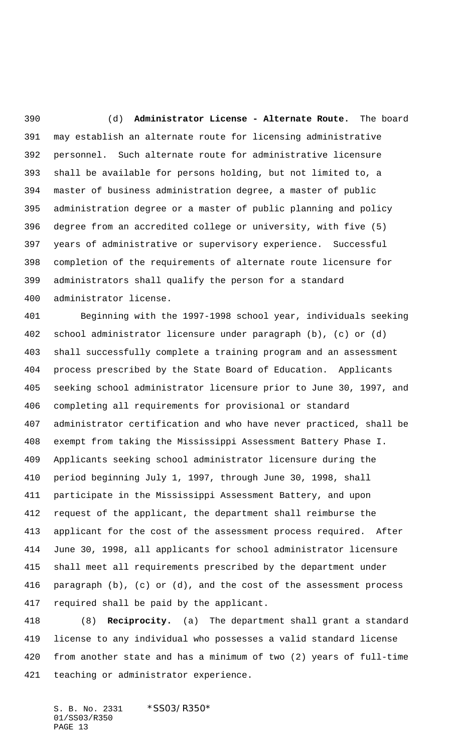(d) **Administrator License - Alternate Route.** The board may establish an alternate route for licensing administrative personnel. Such alternate route for administrative licensure shall be available for persons holding, but not limited to, a master of business administration degree, a master of public administration degree or a master of public planning and policy degree from an accredited college or university, with five (5) years of administrative or supervisory experience. Successful completion of the requirements of alternate route licensure for administrators shall qualify the person for a standard administrator license.

Beginning with the 1997-1998 school year, individuals seeking school administrator licensure under paragraph (b), (c) or (d) shall successfully complete a training program and an assessment process prescribed by the State Board of Education. Applicants seeking school administrator licensure prior to June 30, 1997, and completing all requirements for provisional or standard administrator certification and who have never practiced, shall be exempt from taking the Mississippi Assessment Battery Phase I. Applicants seeking school administrator licensure during the period beginning July 1, 1997, through June 30, 1998, shall participate in the Mississippi Assessment Battery, and upon request of the applicant, the department shall reimburse the applicant for the cost of the assessment process required. After June 30, 1998, all applicants for school administrator licensure shall meet all requirements prescribed by the department under paragraph (b), (c) or (d), and the cost of the assessment process required shall be paid by the applicant.

(8) **Reciprocity.** (a) The department shall grant a standard license to any individual who possesses a valid standard license from another state and has a minimum of two (2) years of full-time teaching or administrator experience.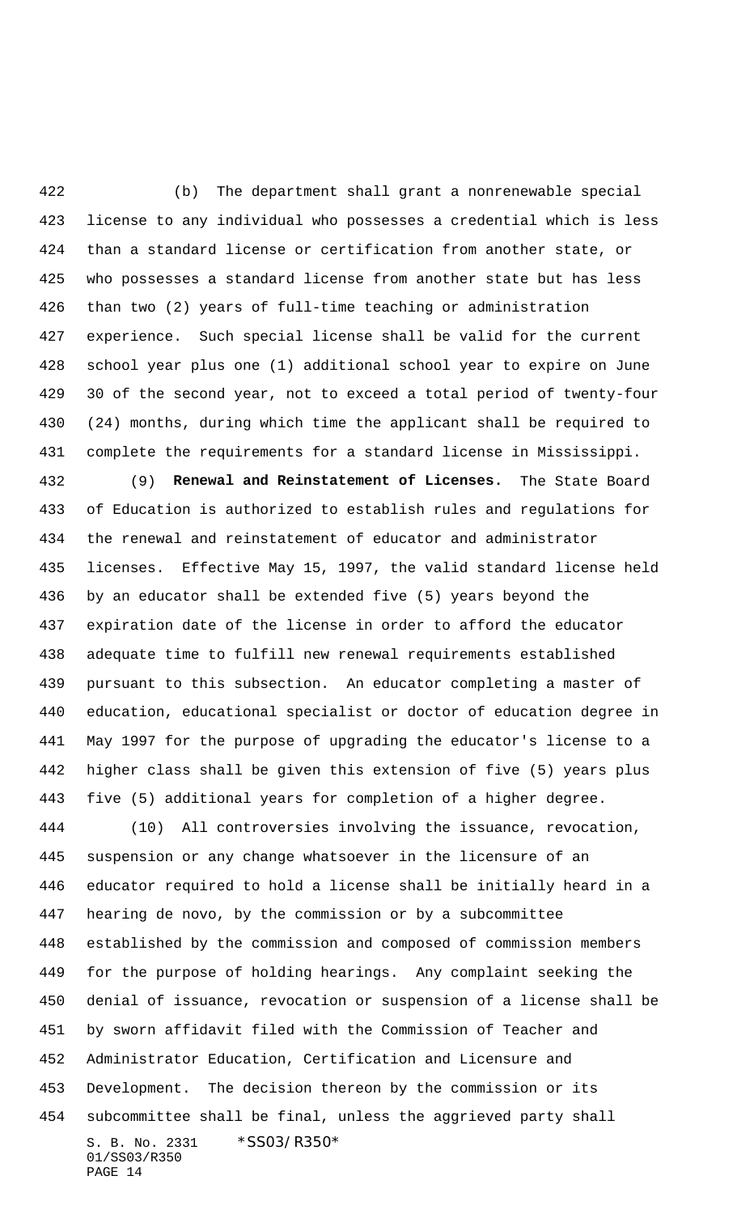(b) The department shall grant a nonrenewable special license to any individual who possesses a credential which is less than a standard license or certification from another state, or who possesses a standard license from another state but has less than two (2) years of full-time teaching or administration experience. Such special license shall be valid for the current school year plus one (1) additional school year to expire on June 30 of the second year, not to exceed a total period of twenty-four (24) months, during which time the applicant shall be required to complete the requirements for a standard license in Mississippi.

(9) **Renewal and Reinstatement of Licenses.** The State Board of Education is authorized to establish rules and regulations for the renewal and reinstatement of educator and administrator licenses. Effective May 15, 1997, the valid standard license held by an educator shall be extended five (5) years beyond the expiration date of the license in order to afford the educator adequate time to fulfill new renewal requirements established pursuant to this subsection. An educator completing a master of education, educational specialist or doctor of education degree in May 1997 for the purpose of upgrading the educator's license to a higher class shall be given this extension of five (5) years plus five (5) additional years for completion of a higher degree.

(10) All controversies involving the issuance, revocation, suspension or any change whatsoever in the licensure of an educator required to hold a license shall be initially heard in a hearing de novo, by the commission or by a subcommittee established by the commission and composed of commission members for the purpose of holding hearings. Any complaint seeking the denial of issuance, revocation or suspension of a license shall be by sworn affidavit filed with the Commission of Teacher and Administrator Education, Certification and Licensure and Development. The decision thereon by the commission or its subcommittee shall be final, unless the aggrieved party shall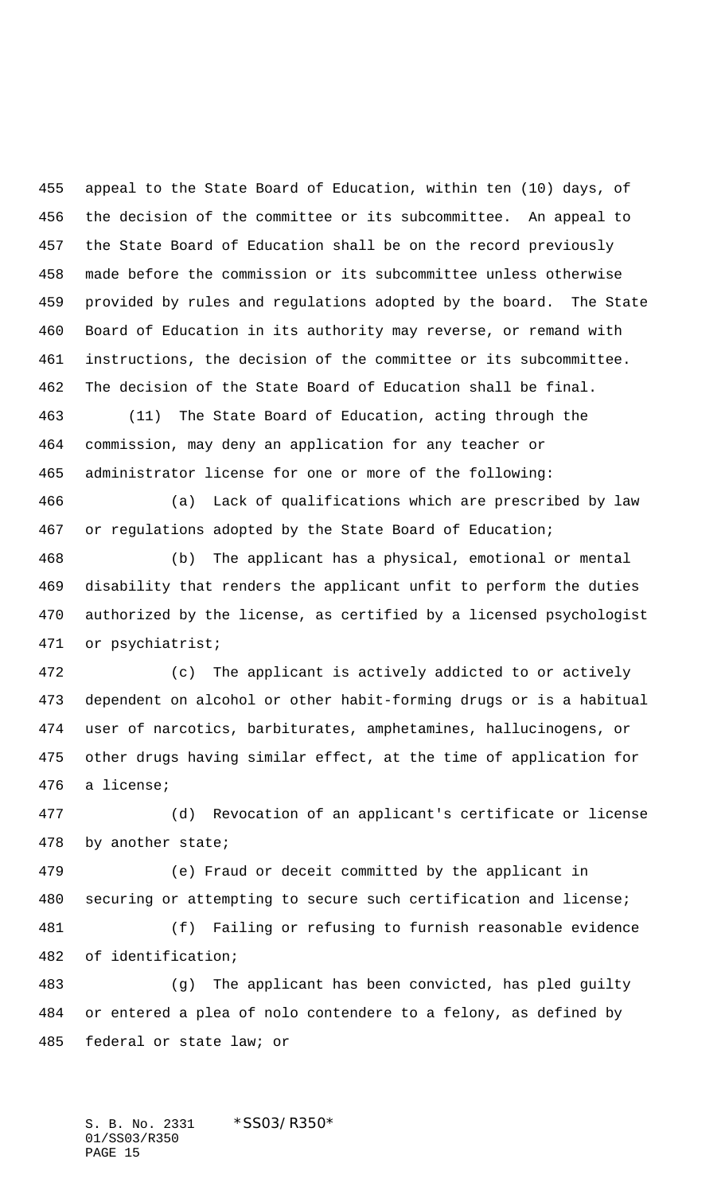appeal to the State Board of Education, within ten (10) days, of the decision of the committee or its subcommittee. An appeal to the State Board of Education shall be on the record previously made before the commission or its subcommittee unless otherwise provided by rules and regulations adopted by the board. The State Board of Education in its authority may reverse, or remand with instructions, the decision of the committee or its subcommittee. The decision of the State Board of Education shall be final.

(11) The State Board of Education, acting through the commission, may deny an application for any teacher or administrator license for one or more of the following:

(a) Lack of qualifications which are prescribed by law or regulations adopted by the State Board of Education;

(b) The applicant has a physical, emotional or mental disability that renders the applicant unfit to perform the duties authorized by the license, as certified by a licensed psychologist or psychiatrist;

(c) The applicant is actively addicted to or actively dependent on alcohol or other habit-forming drugs or is a habitual user of narcotics, barbiturates, amphetamines, hallucinogens, or other drugs having similar effect, at the time of application for a license;

(d) Revocation of an applicant's certificate or license by another state;

(e) Fraud or deceit committed by the applicant in securing or attempting to secure such certification and license;

(f) Failing or refusing to furnish reasonable evidence of identification;

(g) The applicant has been convicted, has pled guilty or entered a plea of nolo contendere to a felony, as defined by federal or state law; or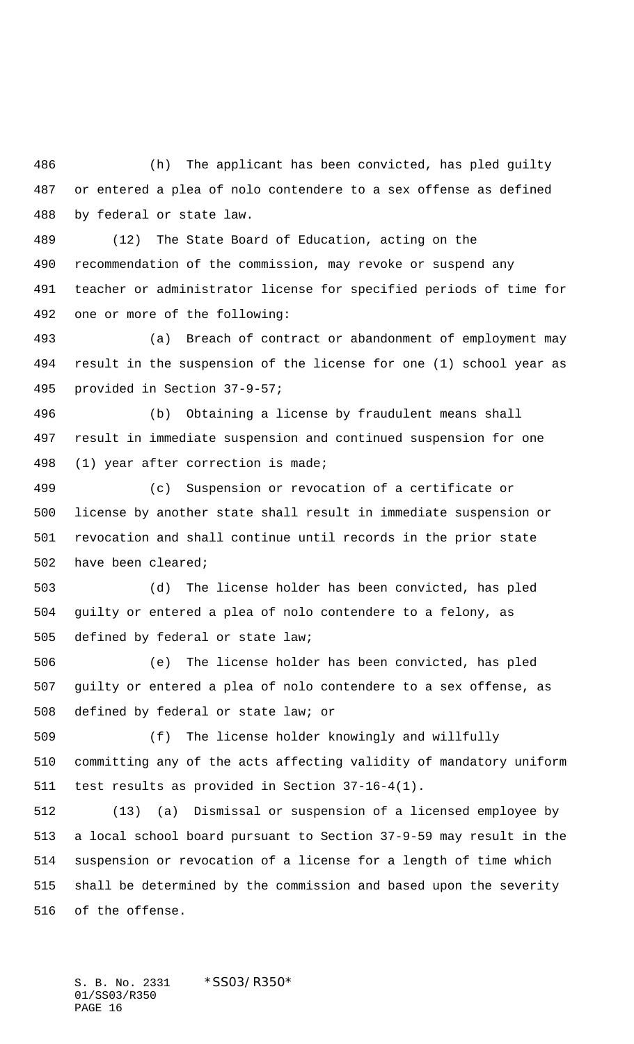(h) The applicant has been convicted, has pled guilty or entered a plea of nolo contendere to a sex offense as defined by federal or state law.

(12) The State Board of Education, acting on the recommendation of the commission, may revoke or suspend any teacher or administrator license for specified periods of time for one or more of the following:

(a) Breach of contract or abandonment of employment may result in the suspension of the license for one (1) school year as provided in Section 37-9-57;

(b) Obtaining a license by fraudulent means shall result in immediate suspension and continued suspension for one (1) year after correction is made;

(c) Suspension or revocation of a certificate or license by another state shall result in immediate suspension or revocation and shall continue until records in the prior state have been cleared;

(d) The license holder has been convicted, has pled guilty or entered a plea of nolo contendere to a felony, as defined by federal or state law;

(e) The license holder has been convicted, has pled guilty or entered a plea of nolo contendere to a sex offense, as defined by federal or state law; or

(f) The license holder knowingly and willfully committing any of the acts affecting validity of mandatory uniform test results as provided in Section 37-16-4(1).

(13) (a) Dismissal or suspension of a licensed employee by a local school board pursuant to Section 37-9-59 may result in the suspension or revocation of a license for a length of time which shall be determined by the commission and based upon the severity of the offense.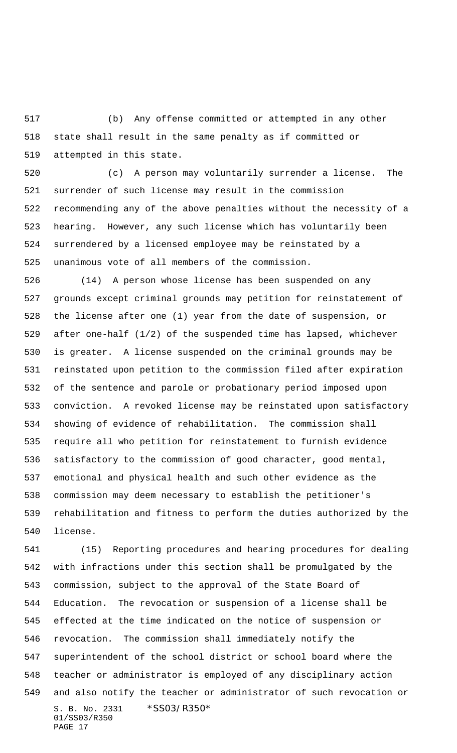(b) Any offense committed or attempted in any other state shall result in the same penalty as if committed or attempted in this state.

(c) A person may voluntarily surrender a license. The surrender of such license may result in the commission recommending any of the above penalties without the necessity of a hearing. However, any such license which has voluntarily been surrendered by a licensed employee may be reinstated by a unanimous vote of all members of the commission.

(14) A person whose license has been suspended on any grounds except criminal grounds may petition for reinstatement of the license after one (1) year from the date of suspension, or after one-half (1/2) of the suspended time has lapsed, whichever is greater. A license suspended on the criminal grounds may be reinstated upon petition to the commission filed after expiration of the sentence and parole or probationary period imposed upon conviction. A revoked license may be reinstated upon satisfactory showing of evidence of rehabilitation. The commission shall require all who petition for reinstatement to furnish evidence satisfactory to the commission of good character, good mental, emotional and physical health and such other evidence as the commission may deem necessary to establish the petitioner's rehabilitation and fitness to perform the duties authorized by the license.

(15) Reporting procedures and hearing procedures for dealing with infractions under this section shall be promulgated by the commission, subject to the approval of the State Board of Education. The revocation or suspension of a license shall be effected at the time indicated on the notice of suspension or revocation. The commission shall immediately notify the superintendent of the school district or school board where the teacher or administrator is employed of any disciplinary action and also notify the teacher or administrator of such revocation or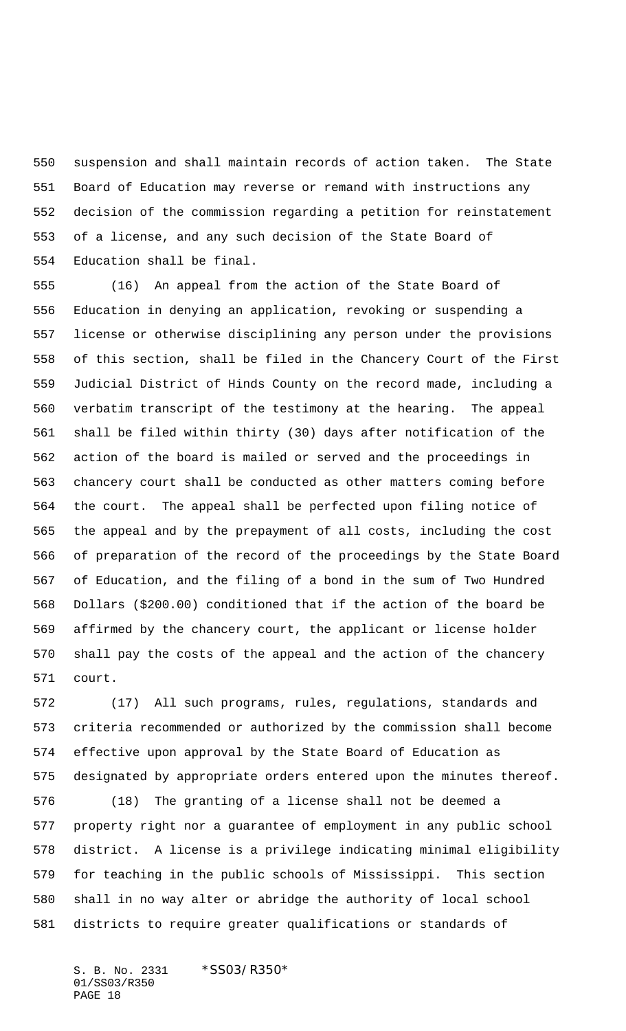suspension and shall maintain records of action taken. The State Board of Education may reverse or remand with instructions any decision of the commission regarding a petition for reinstatement of a license, and any such decision of the State Board of Education shall be final.

(16) An appeal from the action of the State Board of Education in denying an application, revoking or suspending a license or otherwise disciplining any person under the provisions of this section, shall be filed in the Chancery Court of the First Judicial District of Hinds County on the record made, including a verbatim transcript of the testimony at the hearing. The appeal shall be filed within thirty (30) days after notification of the action of the board is mailed or served and the proceedings in chancery court shall be conducted as other matters coming before the court. The appeal shall be perfected upon filing notice of the appeal and by the prepayment of all costs, including the cost of preparation of the record of the proceedings by the State Board of Education, and the filing of a bond in the sum of Two Hundred Dollars ($200.00) conditioned that if the action of the board be affirmed by the chancery court, the applicant or license holder shall pay the costs of the appeal and the action of the chancery court.

(17) All such programs, rules, regulations, standards and criteria recommended or authorized by the commission shall become effective upon approval by the State Board of Education as designated by appropriate orders entered upon the minutes thereof.

(18) The granting of a license shall not be deemed a property right nor a guarantee of employment in any public school district. A license is a privilege indicating minimal eligibility for teaching in the public schools of Mississippi. This section shall in no way alter or abridge the authority of local school districts to require greater qualifications or standards of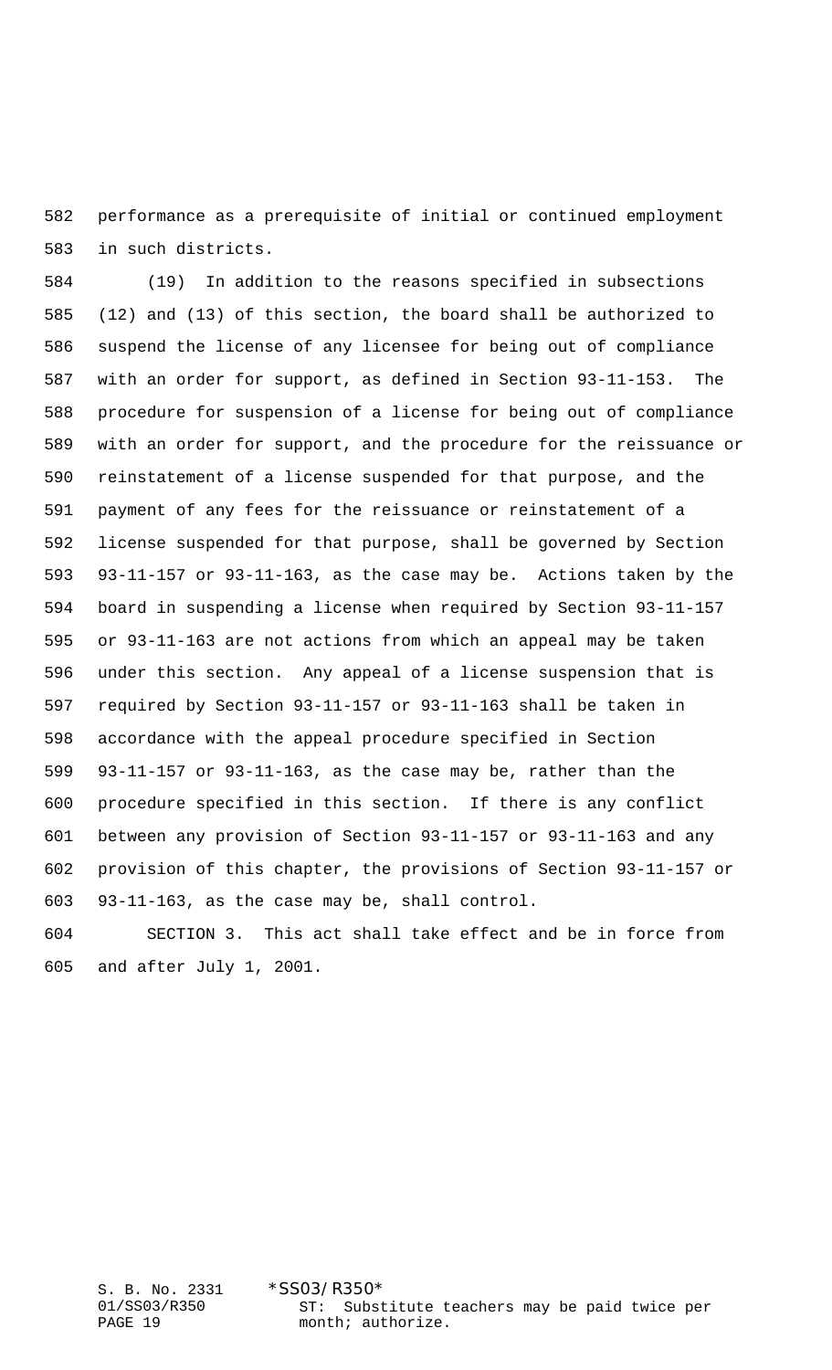performance as a prerequisite of initial or continued employment in such districts.

(19) In addition to the reasons specified in subsections (12) and (13) of this section, the board shall be authorized to suspend the license of any licensee for being out of compliance with an order for support, as defined in Section 93-11-153. The procedure for suspension of a license for being out of compliance with an order for support, and the procedure for the reissuance or reinstatement of a license suspended for that purpose, and the payment of any fees for the reissuance or reinstatement of a license suspended for that purpose, shall be governed by Section 93-11-157 or 93-11-163, as the case may be. Actions taken by the board in suspending a license when required by Section 93-11-157 or 93-11-163 are not actions from which an appeal may be taken under this section. Any appeal of a license suspension that is required by Section 93-11-157 or 93-11-163 shall be taken in accordance with the appeal procedure specified in Section 93-11-157 or 93-11-163, as the case may be, rather than the procedure specified in this section. If there is any conflict between any provision of Section 93-11-157 or 93-11-163 and any provision of this chapter, the provisions of Section 93-11-157 or 93-11-163, as the case may be, shall control.

SECTION 3. This act shall take effect and be in force from and after July 1, 2001.